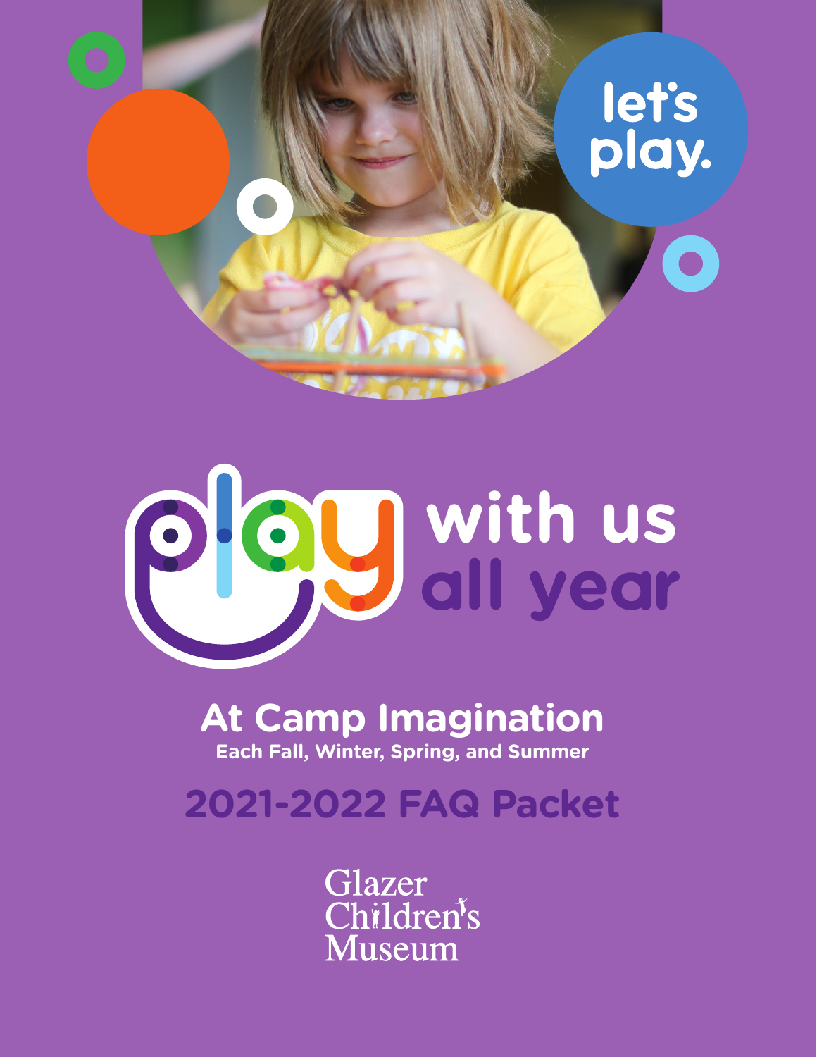let's play.

# play with us all year

## At Camp Imagination

**Each Fall, Winter, Spring, and Summer**

## 2021-2022 FAQ Packet

Glazer Children's Museum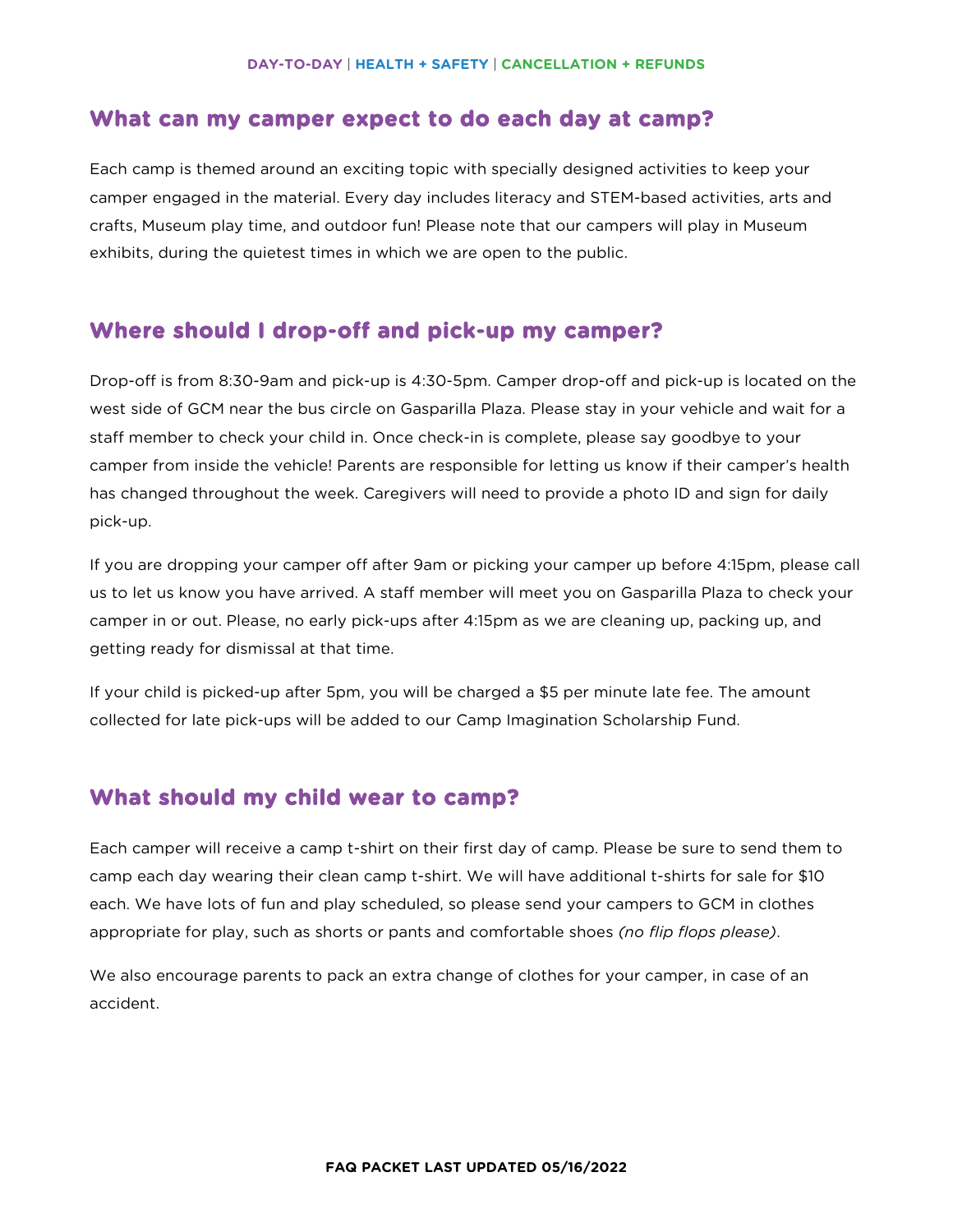## What can my camper expect to do each day at camp?

Each camp is themed around an exciting topic with specially designed activities to keep your camper engaged in the material. Every day includes literacy and STEM-based activities, arts and crafts, Museum play time, and outdoor fun! Please note that our campers will play in Museum exhibits, during the quietest times in which we are open to the public.

## Where should I drop-off and pick-up my camper?

Drop-off is from 8:30-9am and pick-up is 4:30-5pm. Camper drop-off and pick-up is located on the west side of GCM near the bus circle on Gasparilla Plaza. Please stay in your vehicle and wait for a staff member to check your child in. Once check-in is complete, please say goodbye to your camper from inside the vehicle! Parents are responsible for letting us know if their camper's health has changed throughout the week. Caregivers will need to provide a photo ID and sign for daily pick-up.

If you are dropping your camper off after 9am or picking your camper up before 4:15pm, please call us to let us know you have arrived. A staff member will meet you on Gasparilla Plaza to check your camper in or out. Please, no early pick-ups after 4:15pm as we are cleaning up, packing up, and getting ready for dismissal at that time.

If your child is picked-up after 5pm, you will be charged a $5 per minute late fee. The amount collected for late pick-ups will be added to our Camp Imagination Scholarship Fund.

## What should my child wear to camp?

Each camper will receive a camp t-shirt on their first day of camp. Please be sure to send them to camp each day wearing their clean camp t-shirt. We will have additional t-shirts for sale for $10 each. We have lots of fun and play scheduled, so please send your campers to GCM in clothes appropriate for play, such as shorts or pants and comfortable shoes *(no flip flops please)*.

We also encourage parents to pack an extra change of clothes for your camper, in case of an accident.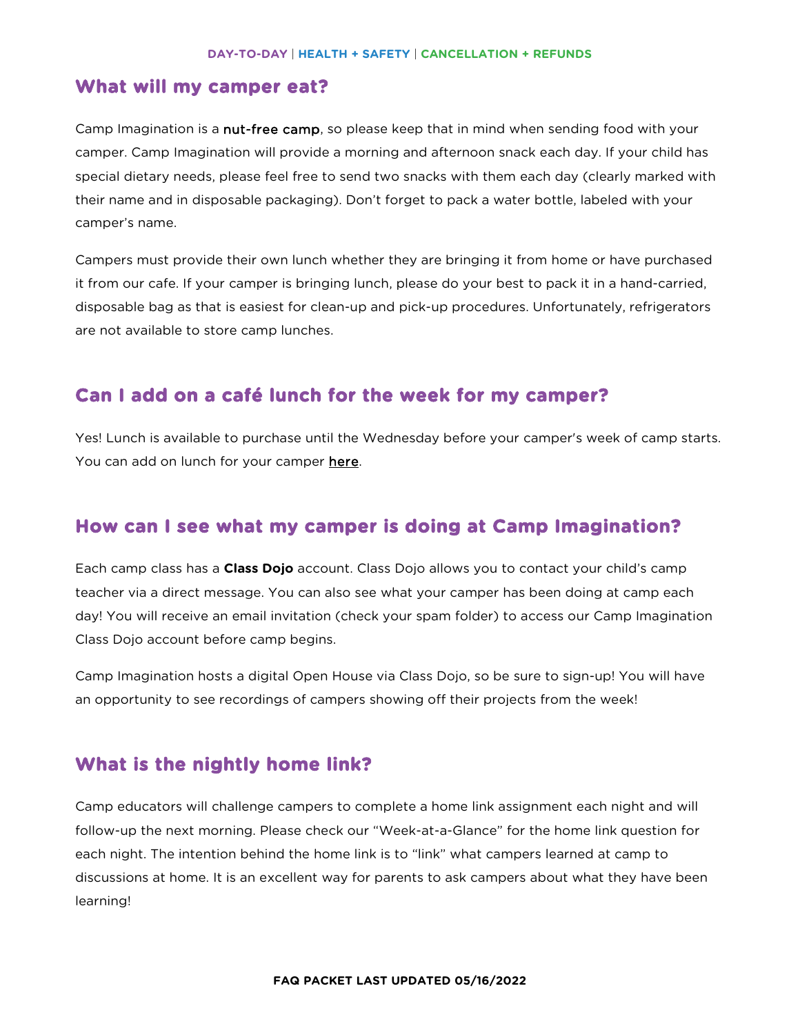## What will my camper eat?

Camp Imagination is a nut-free camp, so please keep that in mind when sending food with your camper. Camp Imagination will provide a morning and afternoon snack each day. If your child has special dietary needs, please feel free to send two snacks with them each day (clearly marked with their name and in disposable packaging). Don't forget to pack a water bottle, labeled with your camper's name.

Campers must provide their own lunch whether they are bringing it from home or have purchased it from our cafe. If your camper is bringing lunch, please do your best to pack it in a hand-carried, disposable bag as that is easiest for clean-up and pick-up procedures. Unfortunately, refrigerators are not available to store camp lunches.

## Can I add on a café lunch for the week for my camper?

Yes! Lunch is available to purchase until the Wednesday before your camper's week of camp starts. You can add on lunch for your camper here.

## How can I see what my camper is doing at Camp Imagination?

Each camp class has a **Class Dojo** account. Class Dojo allows you to contact your child's camp teacher via a direct message. You can also see what your camper has been doing at camp each day! You will receive an email invitation (check your spam folder) to access our Camp Imagination Class Dojo account before camp begins.

Camp Imagination hosts a digital Open House via Class Dojo, so be sure to sign-up! You will have an opportunity to see recordings of campers showing off their projects from the week!

## What is the nightly home link?

Camp educators will challenge campers to complete a home link assignment each night and will follow-up the next morning. Please check our "Week-at-a-Glance" for the home link question for each night. The intention behind the home link is to "link" what campers learned at camp to discussions at home. It is an excellent way for parents to ask campers about what they have been learning!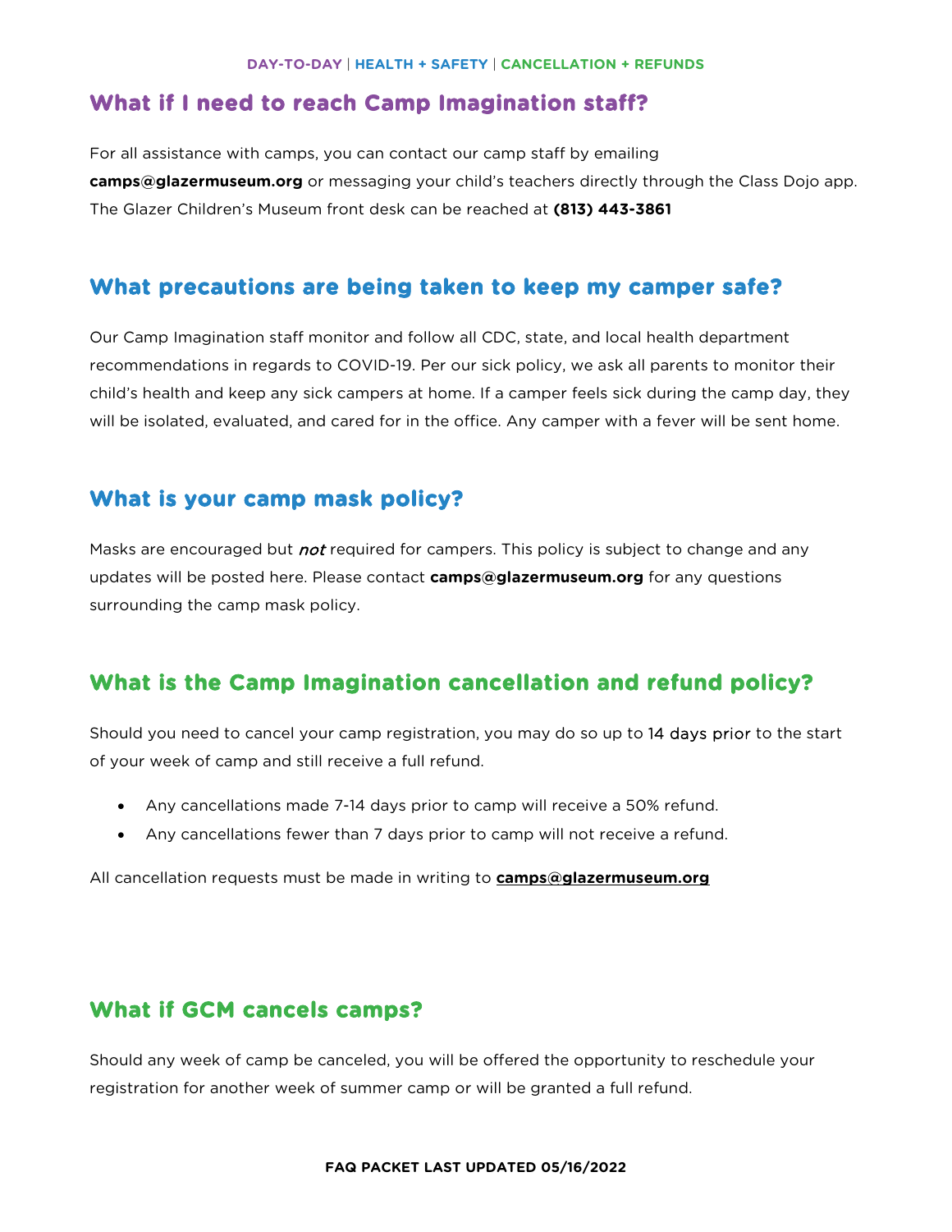**DAY-TO-DAY** | **HEALTH + SAFETY** | **CANCELLATION + REFUNDS**

## What if I need to reach Camp Imagination staff?

For all assistance with camps, you can contact our camp staff by emailing **camps@glazermuseum.org** or messaging your child's teachers directly through the Class Dojo app. The Glazer Children's Museum front desk can be reached at **(813) 443-3861**

## What precautions are being taken to keep my camper safe?

Our Camp Imagination staff monitor and follow all CDC, state, and local health department recommendations in regards to COVID-19. Per our sick policy, we ask all parents to monitor their child's health and keep any sick campers at home. If a camper feels sick during the camp day, they will be isolated, evaluated, and cared for in the office. Any camper with a fever will be sent home.

## What is your camp mask policy?

Masks are encouraged but *not* required for campers. This policy is subject to change and any updates will be posted here. Please contact **camps@glazermuseum.org** for any questions surrounding the camp mask policy.

## What is the Camp Imagination cancellation and refund policy?

Should you need to cancel your camp registration, you may do so up to 14 days prior to the start of your week of camp and still receive a full refund.

- Any cancellations made 7-14 days prior to camp will receive a 50% refund.
- Any cancellations fewer than 7 days prior to camp will not receive a refund.

All cancellation requests must be made in writing to **camps@glazermuseum.org**

## What if GCM cancels camps?

Should any week of camp be canceled, you will be offered the opportunity to reschedule your registration for another week of summer camp or will be granted a full refund.

**FAQ PACKET LAST UPDATED 05/16/2022**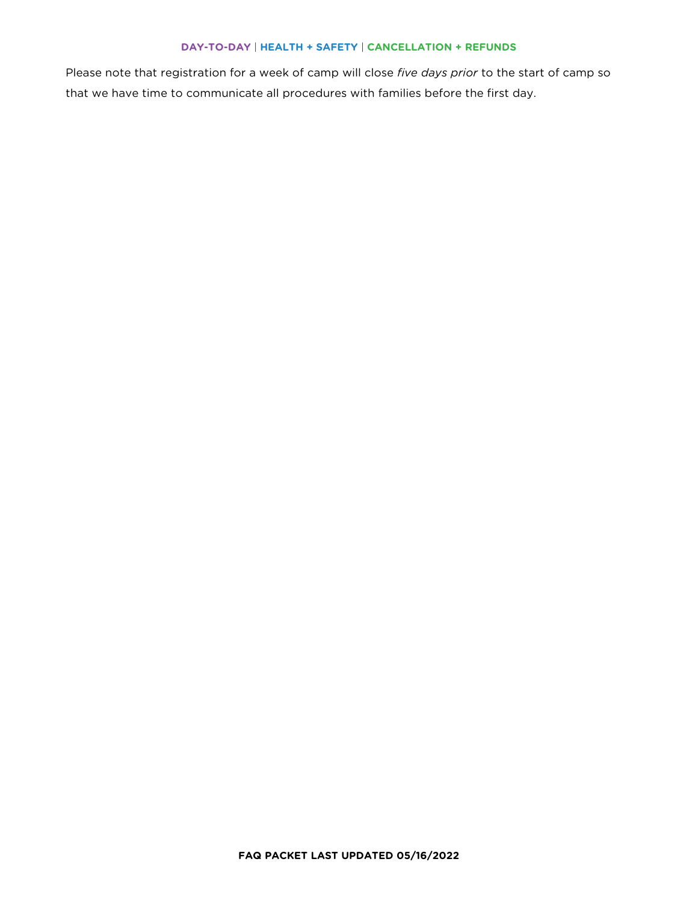Please note that registration for a week of camp will close *five days prior* to the start of camp so that we have time to communicate all procedures with families before the first day.